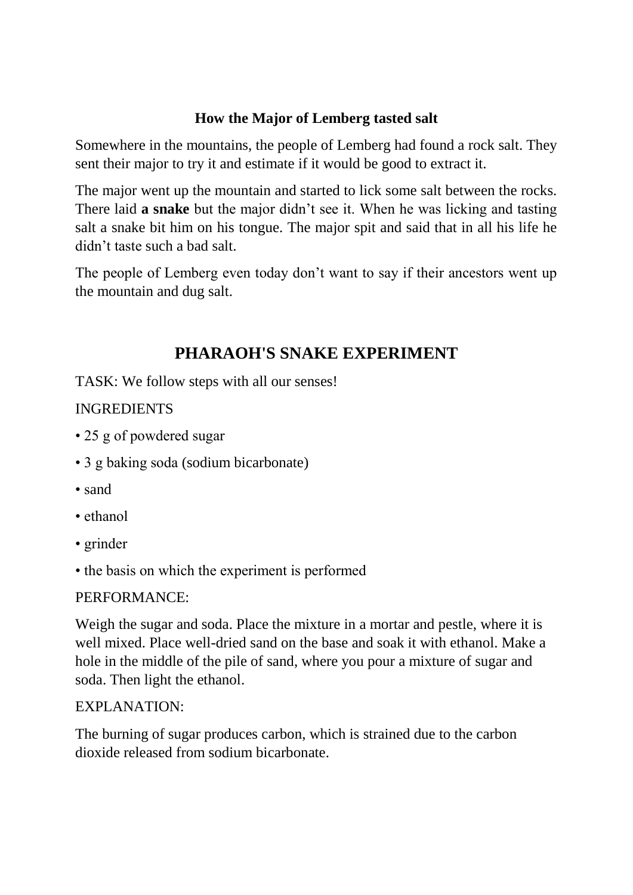### How the Major of Lemberg tasted salt

Somewhere in the mountains, the people of Lemberg had found a rock salt. They sent their major to try it and estimate if it would be good to extract it.

The major went up the mountain and started to lick some salt between the rocks. There laid **a snake** but the major didn't see it. When he was licking and tasting salt a snake bit him on his tongue. The major spit and said that in all his life he didn't taste such a bad salt.

The people of Lemberg even today don't want to say if their ancestors went up the mountain and dug salt.

## PHARAOH'S SNAKE EXPERIMENT

TASK: We follow steps with all our senses!

INGREDIENTS

- 25 g of powdered sugar
- 3 g baking soda (sodium bicarbonate)
- sand
- ethanol
- grinder
- the basis on which the experiment is performed

PERFORMANCE:

Weigh the sugar and soda. Place the mixture in a mortar and pestle, where it is well mixed. Place well-dried sand on the base and soak it with ethanol. Make a hole in the middle of the pile of sand, where you pour a mixture of sugar and soda. Then light the ethanol.

EXPLANATION:

The burning of sugar produces carbon, which is strained due to the carbon dioxide released from sodium bicarbonate.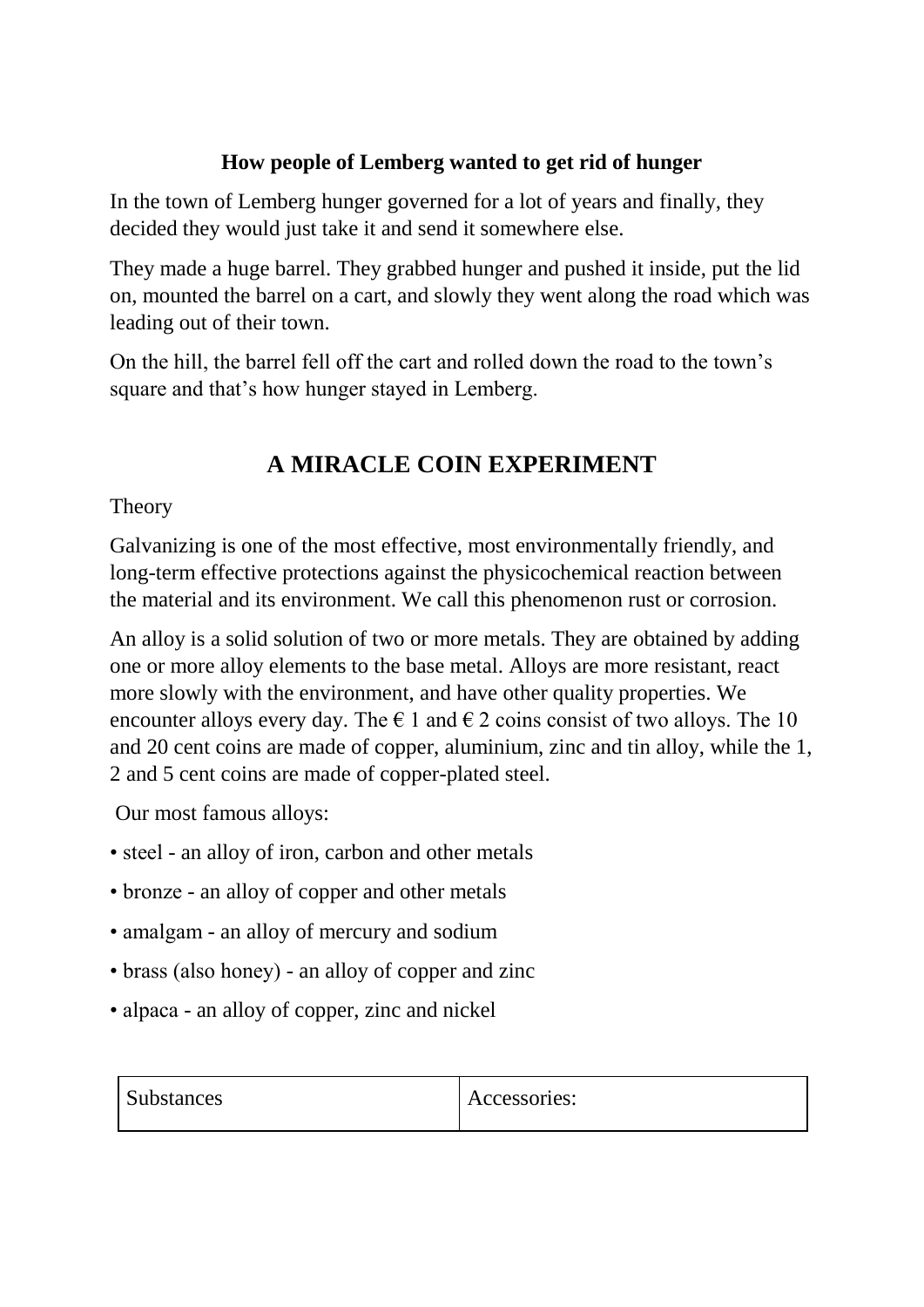**How people of Lemberg wanted to get rid of hunger**

In the town of Lemberg hunger governed for a lot of years and finally, they decided they would just take it and send it somewhere else.

They made a huge barrel. They grabbed hunger and pushed it inside, put the lid on, mounted the barrel on a cart, and slowly they went along the road which was leading out of their town.

On the hill, the barrel fell off the cart and rolled down the road to the town's square and that's how hunger stayed in Lemberg.

## A MIRACLE COIN EXPERIMENT

Theory

Galvanizing is one of the most effective, most environmentally friendly, and long-term effective protections against the physicochemical reaction between the material and its environment. We call this phenomenon rust or corrosion.

An alloy is a solid solution of two or more metals. They are obtained by adding one or more alloy elements to the base metal. Alloys are more resistant, react more slowly with the environment, and have other quality properties. We encounter alloys every day. The € 1 and € 2 coins consist of two alloys. The 10 and 20 cent coins are made of copper, aluminium, zinc and tin alloy, while the 1, 2 and 5 cent coins are made of copper-plated steel.

Our most famous alloys:

- steel - an alloy of iron, carbon and other metals
- bronze - an alloy of copper and other metals
- amalgam - an alloy of mercury and sodium
- brass (also honey) - an alloy of copper and zinc
- alpaca - an alloy of copper, zinc and nickel

| Substances | Accessories: |
|---|---|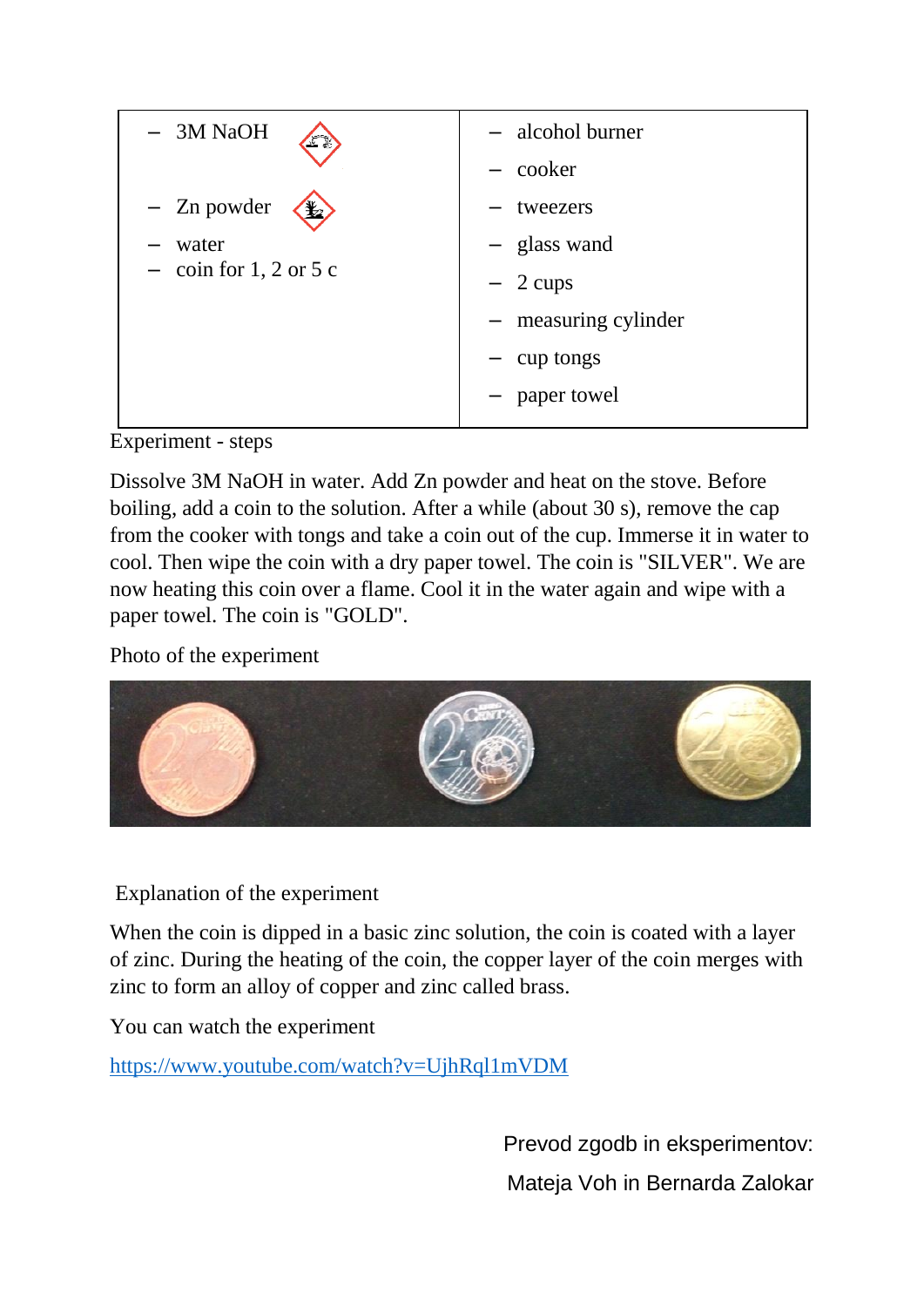| | |
|---|---|
| – 3M NaOH<br>– Zn powder<br>– water<br>– coin for 1, 2 or 5 c | – alcohol burner<br>– cooker<br>– tweezers<br>– glass wand<br>– 2 cups<br>– measuring cylinder<br>– cup tongs<br>– paper towel |

Experiment - steps

Dissolve 3M NaOH in water. Add Zn powder and heat on the stove. Before boiling, add a coin to the solution. After a while (about 30 s), remove the cap from the cooker with tongs and take a coin out of the cup. Immerse it in water to cool. Then wipe the coin with a dry paper towel. The coin is "SILVER". We are now heating this coin over a flame. Cool it in the water again and wipe with a paper towel. The coin is "GOLD".

Photo of the experiment

Explanation of the experiment

When the coin is dipped in a basic zinc solution, the coin is coated with a layer of zinc. During the heating of the coin, the copper layer of the coin merges with zinc to form an alloy of copper and zinc called brass.

You can watch the experiment

https://www.youtube.com/watch?v=UjhRql1mVDM

Prevod zgodb in eksperimentov:

Mateja Voh in Bernarda Zalokar